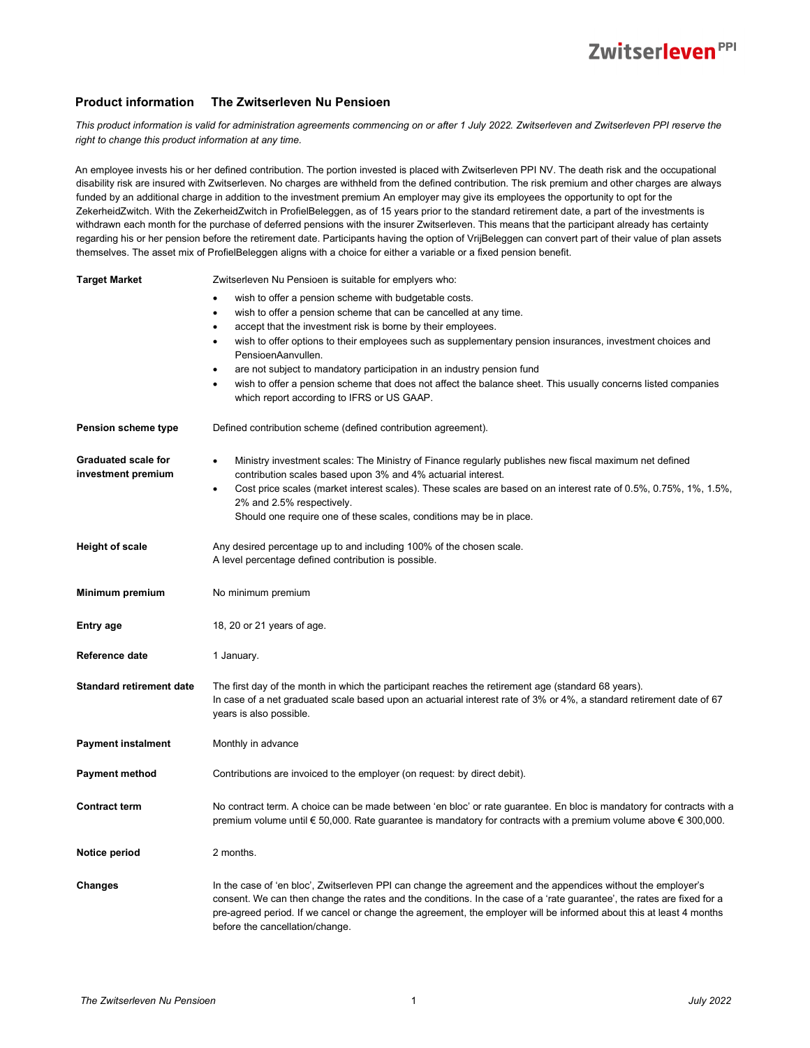## Product information The Zwitserleven Nu Pensioen

*This product information is valid for administration agreements commencing on or after 1 July 2022. Zwitserleven and Zwitserleven PPI reserve the right to change this product information at any time.*

An employee invests his or her defined contribution. The portion invested is placed with Zwitserleven PPI NV. The death risk and the occupational disability risk are insured with Zwitserleven. No charges are withheld from the defined contribution. The risk premium and other charges are always funded by an additional charge in addition to the investment premium An employer may give its employees the opportunity to opt for the ZekerheidZwitch. With the ZekerheidZwitch in ProfielBeleggen, as of 15 years prior to the standard retirement date, a part of the investments is withdrawn each month for the purchase of deferred pensions with the insurer Zwitserleven. This means that the participant already has certainty regarding his or her pension before the retirement date. Participants having the option of VrijBeleggen can convert part of their value of plan assets themselves. The asset mix of ProfielBeleggen aligns with a choice for either a variable or a fixed pension benefit.

**Target Market**

Zwitserleven Nu Pensioen is suitable for emplyers who:

- wish to offer a pension scheme with budgetable costs.
- wish to offer a pension scheme that can be cancelled at any time.
- accept that the investment risk is borne by their employees.
- wish to offer options to their employees such as supplementary pension insurances, investment choices and PensioenAanvullen.
- are not subject to mandatory participation in an industry pension fund
- wish to offer a pension scheme that does not affect the balance sheet. This usually concerns listed companies which report according to IFRS or US GAAP.

**Pension scheme type**

Defined contribution scheme (defined contribution agreement).

**Graduated scale for investment premium**

- Ministry investment scales: The Ministry of Finance regularly publishes new fiscal maximum net defined contribution scales based upon 3% and 4% actuarial interest.
- Cost price scales (market interest scales). These scales are based on an interest rate of 0.5%, 0.75%, 1%, 1.5%, 2% and 2.5% respectively.
  Should one require one of these scales, conditions may be in place.

**Height of scale**

Any desired percentage up to and including 100% of the chosen scale.
A level percentage defined contribution is possible.

**Minimum premium**

No minimum premium

**Entry age**

18, 20 or 21 years of age.

**Reference date**

1 January.

**Standard retirement date**

The first day of the month in which the participant reaches the retirement age (standard 68 years).
In case of a net graduated scale based upon an actuarial interest rate of 3% or 4%, a standard retirement date of 67 years is also possible.

**Payment instalment**

Monthly in advance

**Payment method**

Contributions are invoiced to the employer (on request: by direct debit).

**Contract term**

No contract term. A choice can be made between 'en bloc' or rate guarantee. En bloc is mandatory for contracts with a premium volume until € 50,000. Rate guarantee is mandatory for contracts with a premium volume above € 300,000.

**Notice period**

2 months.

**Changes**

In the case of 'en bloc', Zwitserleven PPI can change the agreement and the appendices without the employer's consent. We can then change the rates and the conditions. In the case of a 'rate guarantee', the rates are fixed for a pre-agreed period. If we cancel or change the agreement, the employer will be informed about this at least 4 months before the cancellation/change.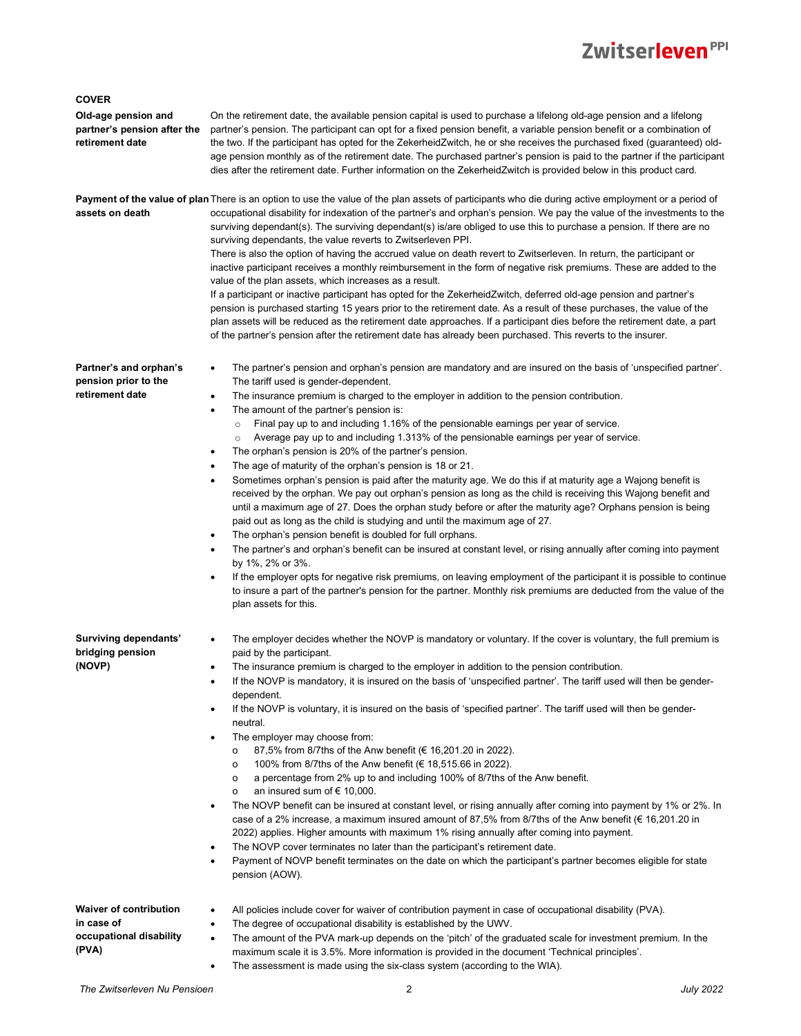## COVER

**Old-age pension and partner's pension after the retirement date**

On the retirement date, the available pension capital is used to purchase a lifelong old-age pension and a lifelong partner's pension. The participant can opt for a fixed pension benefit, a variable pension benefit or a combination of the two. If the participant has opted for the ZekerheidZwitch, he or she receives the purchased fixed (guaranteed) old-age pension monthly as of the retirement date. The purchased partner's pension is paid to the partner if the participant dies after the retirement date. Further information on the ZekerheidZwitch is provided below in this product card.

**Payment of the value of plan assets on death**

There is an option to use the value of the plan assets of participants who die during active employment or a period of occupational disability for indexation of the partner's and orphan's pension. We pay the value of the investments to the surviving dependant(s). The surviving dependant(s) is/are obliged to use this to purchase a pension. If there are no surviving dependants, the value reverts to Zwitserleven PPI.

There is also the option of having the accrued value on death revert to Zwitserleven. In return, the participant or inactive participant receives a monthly reimbursement in the form of negative risk premiums. These are added to the value of the plan assets, which increases as a result.

If a participant or inactive participant has opted for the ZekerheidZwitch, deferred old-age pension and partner's pension is purchased starting 15 years prior to the retirement date. As a result of these purchases, the value of the plan assets will be reduced as the retirement date approaches. If a participant dies before the retirement date, a part of the partner's pension after the retirement date has already been purchased. This reverts to the insurer.

**Partner's and orphan's pension prior to the retirement date**

- The partner's pension and orphan's pension are mandatory and are insured on the basis of 'unspecified partner'. The tariff used is gender-dependent.
- The insurance premium is charged to the employer in addition to the pension contribution.
- The amount of the partner's pension is:
  - Final pay up to and including 1.16% of the pensionable earnings per year of service.
  - Average pay up to and including 1.313% of the pensionable earnings per year of service.
- The orphan's pension is 20% of the partner's pension.
- The age of maturity of the orphan's pension is 18 or 21.
- Sometimes orphan's pension is paid after the maturity age. We do this if at maturity age a Wajong benefit is received by the orphan. We pay out orphan's pension as long as the child is receiving this Wajong benefit and until a maximum age of 27. Does the orphan study before or after the maturity age? Orphans pension is being paid out as long as the child is studying and until the maximum age of 27.
- The orphan's pension benefit is doubled for full orphans.
- The partner's and orphan's benefit can be insured at constant level, or rising annually after coming into payment by 1%, 2% or 3%.
- If the employer opts for negative risk premiums, on leaving employment of the participant it is possible to continue to insure a part of the partner's pension for the partner. Monthly risk premiums are deducted from the value of the plan assets for this.

**Surviving dependants' bridging pension (NOVP)**

- The employer decides whether the NOVP is mandatory or voluntary. If the cover is voluntary, the full premium is paid by the participant.
- The insurance premium is charged to the employer in addition to the pension contribution.
- If the NOVP is mandatory, it is insured on the basis of 'unspecified partner'. The tariff used will then be gender-dependent.
- If the NOVP is voluntary, it is insured on the basis of 'specified partner'. The tariff used will then be gender-neutral.
- The employer may choose from:
  - 87,5% from 8/7ths of the Anw benefit (€ 16,201.20 in 2022).
  - 100% from 8/7ths of the Anw benefit (€ 18,515.66 in 2022).
  - a percentage from 2% up to and including 100% of 8/7ths of the Anw benefit.
  - an insured sum of € 10,000.
- The NOVP benefit can be insured at constant level, or rising annually after coming into payment by 1% or 2%. In case of a 2% increase, a maximum insured amount of 87,5% from 8/7ths of the Anw benefit (€ 16,201.20 in 2022) applies. Higher amounts with maximum 1% rising annually after coming into payment.
- The NOVP cover terminates no later than the participant's retirement date.
- Payment of NOVP benefit terminates on the date on which the participant's partner becomes eligible for state pension (AOW).

**Waiver of contribution in case of occupational disability (PVA)**

- All policies include cover for waiver of contribution payment in case of occupational disability (PVA).
- The degree of occupational disability is established by the UWV.
- The amount of the PVA mark-up depends on the 'pitch' of the graduated scale for investment premium. In the maximum scale it is 3.5%. More information is provided in the document 'Technical principles'.
- The assessment is made using the six-class system (according to the WIA).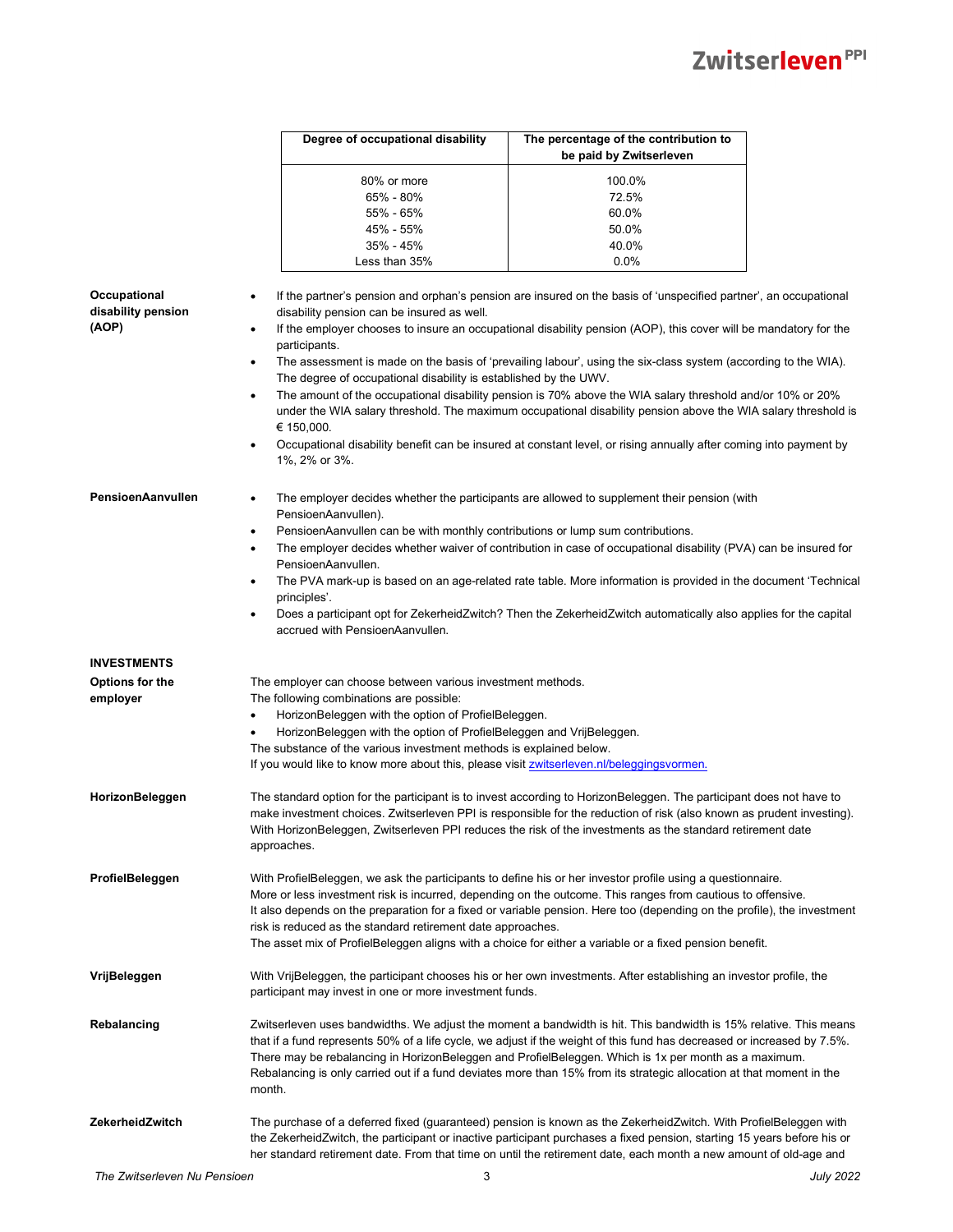| Degree of occupational disability | The percentage of the contribution to be paid by Zwitserleven |
|---|---|
| 80% or more | 100.0% |
| 65% - 80% | 72.5% |
| 55% - 65% | 60.0% |
| 45% - 55% | 50.0% |
| 35% - 45% | 40.0% |
| Less than 35% | 0.0% |

**Occupational disability pension (AOP)**

- If the partner's pension and orphan's pension are insured on the basis of 'unspecified partner', an occupational disability pension can be insured as well.
- If the employer chooses to insure an occupational disability pension (AOP), this cover will be mandatory for the participants.
- The assessment is made on the basis of 'prevailing labour', using the six-class system (according to the WIA). The degree of occupational disability is established by the UWV.
- The amount of the occupational disability pension is 70% above the WIA salary threshold and/or 10% or 20% under the WIA salary threshold. The maximum occupational disability pension above the WIA salary threshold is € 150,000.
- Occupational disability benefit can be insured at constant level, or rising annually after coming into payment by 1%, 2% or 3%.

**PensioenAanvullen**

- The employer decides whether the participants are allowed to supplement their pension (with PensioenAanvullen).
- PensioenAanvullen can be with monthly contributions or lump sum contributions.
- The employer decides whether waiver of contribution in case of occupational disability (PVA) can be insured for PensioenAanvullen.
- The PVA mark-up is based on an age-related rate table. More information is provided in the document 'Technical principles'.
- Does a participant opt for ZekerheidZwitch? Then the ZekerheidZwitch automatically also applies for the capital accrued with PensioenAanvullen.

## INVESTMENTS

**Options for the employer**

The employer can choose between various investment methods.
The following combinations are possible:

- HorizonBeleggen with the option of ProfielBeleggen.
- HorizonBeleggen with the option of ProfielBeleggen and VrijBeleggen.

The substance of the various investment methods is explained below.
If you would like to know more about this, please visit zwitserleven.nl/beleggingsvormen.

**HorizonBeleggen**

The standard option for the participant is to invest according to HorizonBeleggen. The participant does not have to make investment choices. Zwitserleven PPI is responsible for the reduction of risk (also known as prudent investing). With HorizonBeleggen, Zwitserleven PPI reduces the risk of the investments as the standard retirement date approaches.

**ProfielBeleggen**

With ProfielBeleggen, we ask the participants to define his or her investor profile using a questionnaire.
More or less investment risk is incurred, depending on the outcome. This ranges from cautious to offensive.
It also depends on the preparation for a fixed or variable pension. Here too (depending on the profile), the investment risk is reduced as the standard retirement date approaches.
The asset mix of ProfielBeleggen aligns with a choice for either a variable or a fixed pension benefit.

**VrijBeleggen**

With VrijBeleggen, the participant chooses his or her own investments. After establishing an investor profile, the participant may invest in one or more investment funds.

**Rebalancing**

Zwitserleven uses bandwidths. We adjust the moment a bandwidth is hit. This bandwidth is 15% relative. This means that if a fund represents 50% of a life cycle, we adjust if the weight of this fund has decreased or increased by 7.5%. There may be rebalancing in HorizonBeleggen and ProfielBeleggen. Which is 1x per month as a maximum. Rebalancing is only carried out if a fund deviates more than 15% from its strategic allocation at that moment in the month.

**ZekerheidZwitch**

The purchase of a deferred fixed (guaranteed) pension is known as the ZekerheidZwitch. With ProfielBeleggen with the ZekerheidZwitch, the participant or inactive participant purchases a fixed pension, starting 15 years before his or her standard retirement date. From that time on until the retirement date, each month a new amount of old-age and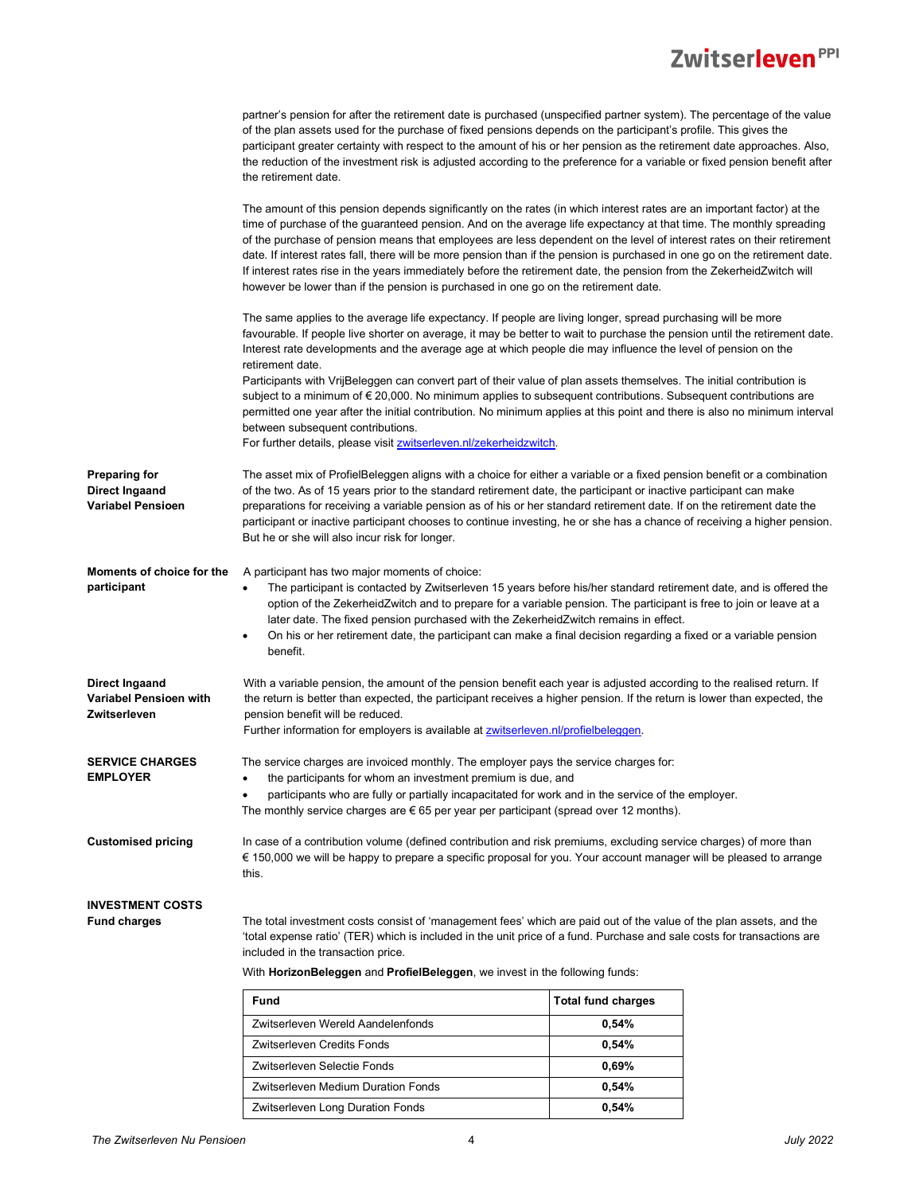partner's pension for after the retirement date is purchased (unspecified partner system). The percentage of the value of the plan assets used for the purchase of fixed pensions depends on the participant's profile. This gives the participant greater certainty with respect to the amount of his or her pension as the retirement date approaches. Also, the reduction of the investment risk is adjusted according to the preference for a variable or fixed pension benefit after the retirement date.

The amount of this pension depends significantly on the rates (in which interest rates are an important factor) at the time of purchase of the guaranteed pension. And on the average life expectancy at that time. The monthly spreading of the purchase of pension means that employees are less dependent on the level of interest rates on their retirement date. If interest rates fall, there will be more pension than if the pension is purchased in one go on the retirement date. If interest rates rise in the years immediately before the retirement date, the pension from the ZekerheidZwitch will however be lower than if the pension is purchased in one go on the retirement date.

The same applies to the average life expectancy. If people are living longer, spread purchasing will be more favourable. If people live shorter on average, it may be better to wait to purchase the pension until the retirement date. Interest rate developments and the average age at which people die may influence the level of pension on the retirement date.
Participants with VrijBeleggen can convert part of their value of plan assets themselves. The initial contribution is subject to a minimum of € 20,000. No minimum applies to subsequent contributions. Subsequent contributions are permitted one year after the initial contribution. No minimum applies at this point and there is also no minimum interval between subsequent contributions.
For further details, please visit zwitserleven.nl/zekerheidzwitch.

**Preparing for Direct Ingaand Variabel Pensioen**

The asset mix of ProfielBeleggen aligns with a choice for either a variable or a fixed pension benefit or a combination of the two. As of 15 years prior to the standard retirement date, the participant or inactive participant can make preparations for receiving a variable pension as of his or her standard retirement date. If on the retirement date the participant or inactive participant chooses to continue investing, he or she has a chance of receiving a higher pension. But he or she will also incur risk for longer.

**Moments of choice for the participant**

A participant has two major moments of choice:

- The participant is contacted by Zwitserleven 15 years before his/her standard retirement date, and is offered the option of the ZekerheidZwitch and to prepare for a variable pension. The participant is free to join or leave at a later date. The fixed pension purchased with the ZekerheidZwitch remains in effect.
- On his or her retirement date, the participant can make a final decision regarding a fixed or a variable pension benefit.

**Direct Ingaand Variabel Pensioen with Zwitserleven**

With a variable pension, the amount of the pension benefit each year is adjusted according to the realised return. If the return is better than expected, the participant receives a higher pension. If the return is lower than expected, the pension benefit will be reduced.
Further information for employers is available at zwitserleven.nl/profielbeleggen.

**SERVICE CHARGES EMPLOYER**

The service charges are invoiced monthly. The employer pays the service charges for:

- the participants for whom an investment premium is due, and
- participants who are fully or partially incapacitated for work and in the service of the employer.

The monthly service charges are € 65 per year per participant (spread over 12 months).

**Customised pricing**

In case of a contribution volume (defined contribution and risk premiums, excluding service charges) of more than € 150,000 we will be happy to prepare a specific proposal for you. Your account manager will be pleased to arrange this.

**INVESTMENT COSTS**

**Fund charges**

The total investment costs consist of 'management fees' which are paid out of the value of the plan assets, and the 'total expense ratio' (TER) which is included in the unit price of a fund. Purchase and sale costs for transactions are included in the transaction price.

With **HorizonBeleggen** and **ProfielBeleggen**, we invest in the following funds:

| Fund | Total fund charges |
|---|---|
| Zwitserleven Wereld Aandelenfonds | **0,54%** |
| Zwitserleven Credits Fonds | **0,54%** |
| Zwitserleven Selectie Fonds | **0,69%** |
| Zwitserleven Medium Duration Fonds | **0,54%** |
| Zwitserleven Long Duration Fonds | **0,54%** |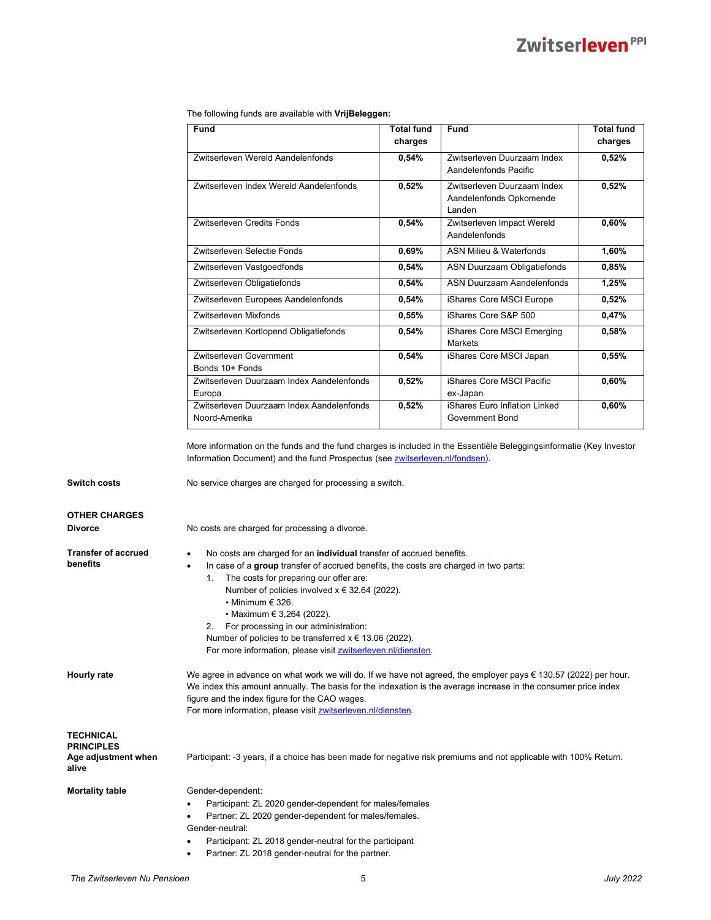The following funds are available with **VrijBeleggen:**

| Fund | Total fund charges | Fund | Total fund charges |
|---|---|---|---|
| Zwitserleven Wereld Aandelenfonds | **0,54%** | Zwitserleven Duurzaam Index Aandelenfonds Pacific | **0,52%** |
| Zwitserleven Index Wereld Aandelenfonds | **0,52%** | Zwitserleven Duurzaam Index Aandelenfonds Opkomende Landen | **0,52%** |
| Zwitserleven Credits Fonds | **0,54%** | Zwitserleven Impact Wereld Aandelenfonds | **0,60%** |
| Zwitserleven Selectie Fonds | **0,69%** | ASN Milieu & Waterfonds | **1,60%** |
| Zwitserleven Vastgoedfonds | **0,54%** | ASN Duurzaam Obligatiefonds | **0,85%** |
| Zwitserleven Obligatiefonds | **0,54%** | ASN Duurzaam Aandelenfonds | **1,25%** |
| Zwitserleven Europees Aandelenfonds | **0,54%** | iShares Core MSCI Europe | **0,52%** |
| Zwitserleven Mixfonds | **0,55%** | iShares Core S&P 500 | **0,47%** |
| Zwitserleven Kortlopend Obligatiefonds | **0,54%** | iShares Core MSCI Emerging Markets | **0,58%** |
| Zwitserleven Government Bonds 10+ Fonds | **0,54%** | iShares Core MSCI Japan | **0,55%** |
| Zwitserleven Duurzaam Index Aandelenfonds Europa | **0,52%** | iShares Core MSCI Pacific ex-Japan | **0,60%** |
| Zwitserleven Duurzaam Index Aandelenfonds Noord-Amerika | **0,52%** | iShares Euro Inflation Linked Government Bond | **0,60%** |

More information on the funds and the fund charges is included in the Essentiële Beleggingsinformatie (Key Investor Information Document) and the fund Prospectus (see zwitserleven.nl/fondsen).

**Switch costs**

No service charges are charged for processing a switch.

## OTHER CHARGES

**Divorce**

No costs are charged for processing a divorce.

**Transfer of accrued benefits**

- No costs are charged for an **individual** transfer of accrued benefits.
- In case of a **group** transfer of accrued benefits, the costs are charged in two parts:
  1. The costs for preparing our offer are:
     Number of policies involved x € 32.64 (2022).
     • Minimum € 326.
     • Maximum € 3,264 (2022).
  2. For processing in our administration:
     Number of policies to be transferred x € 13.06 (2022).
     For more information, please visit zwitserleven.nl/diensten.

**Hourly rate**

We agree in advance on what work we will do. If we have not agreed, the employer pays € 130.57 (2022) per hour. We index this amount annually. The basis for the indexation is the average increase in the consumer price index figure and the index figure for the CAO wages.
For more information, please visit zwitserleven.nl/diensten.

## TECHNICAL PRINCIPLES

**Age adjustment when alive**

Participant: -3 years, if a choice has been made for negative risk premiums and not applicable with 100% Return.

**Mortality table**

Gender-dependent:
- Participant: ZL 2020 gender-dependent for males/females
- Partner: ZL 2020 gender-dependent for males/females.

Gender-neutral:
- Participant: ZL 2018 gender-neutral for the participant
- Partner: ZL 2018 gender-neutral for the partner.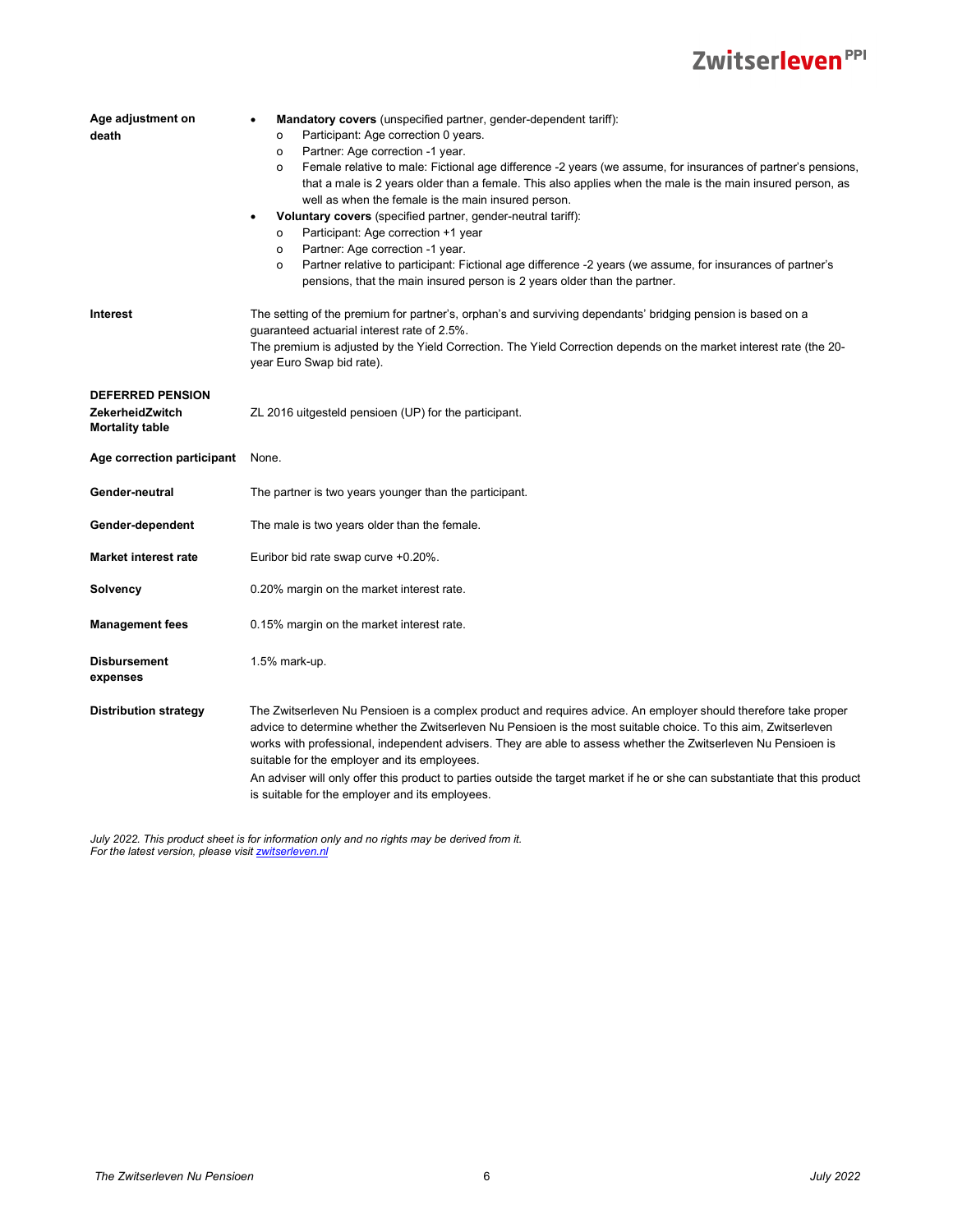| | |
|---|---|
| **Age adjustment on death** | • **Mandatory covers** (unspecified partner, gender-dependent tariff):<br>o Participant: Age correction 0 years.<br>o Partner: Age correction -1 year.<br>o Female relative to male: Fictional age difference -2 years (we assume, for insurances of partner's pensions, that a male is 2 years older than a female. This also applies when the male is the main insured person, as well as when the female is the main insured person.<br>• **Voluntary covers** (specified partner, gender-neutral tariff):<br>o Participant: Age correction +1 year<br>o Partner: Age correction -1 year.<br>o Partner relative to participant: Fictional age difference -2 years (we assume, for insurances of partner's pensions, that the main insured person is 2 years older than the partner. |
| **Interest** | The setting of the premium for partner's, orphan's and surviving dependants' bridging pension is based on a guaranteed actuarial interest rate of 2.5%.<br>The premium is adjusted by the Yield Correction. The Yield Correction depends on the market interest rate (the 20-year Euro Swap bid rate). |
| **DEFERRED PENSION** | |
| **ZekerheidZwitch Mortality table** | ZL 2016 uitgesteld pensioen (UP) for the participant. |
| **Age correction participant** | None. |
| **Gender-neutral** | The partner is two years younger than the participant. |
| **Gender-dependent** | The male is two years older than the female. |
| **Market interest rate** | Euribor bid rate swap curve +0.20%. |
| **Solvency** | 0.20% margin on the market interest rate. |
| **Management fees** | 0.15% margin on the market interest rate. |
| **Disbursement expenses** | 1.5% mark-up. |
| **Distribution strategy** | The Zwitserleven Nu Pensioen is a complex product and requires advice. An employer should therefore take proper advice to determine whether the Zwitserleven Nu Pensioen is the most suitable choice. To this aim, Zwitserleven works with professional, independent advisers. They are able to assess whether the Zwitserleven Nu Pensioen is suitable for the employer and its employees.<br>An adviser will only offer this product to parties outside the target market if he or she can substantiate that this product is suitable for the employer and its employees. |

*July 2022. This product sheet is for information only and no rights may be derived from it.*
*For the latest version, please visit [zwitserleven.nl](zwitserleven.nl)*